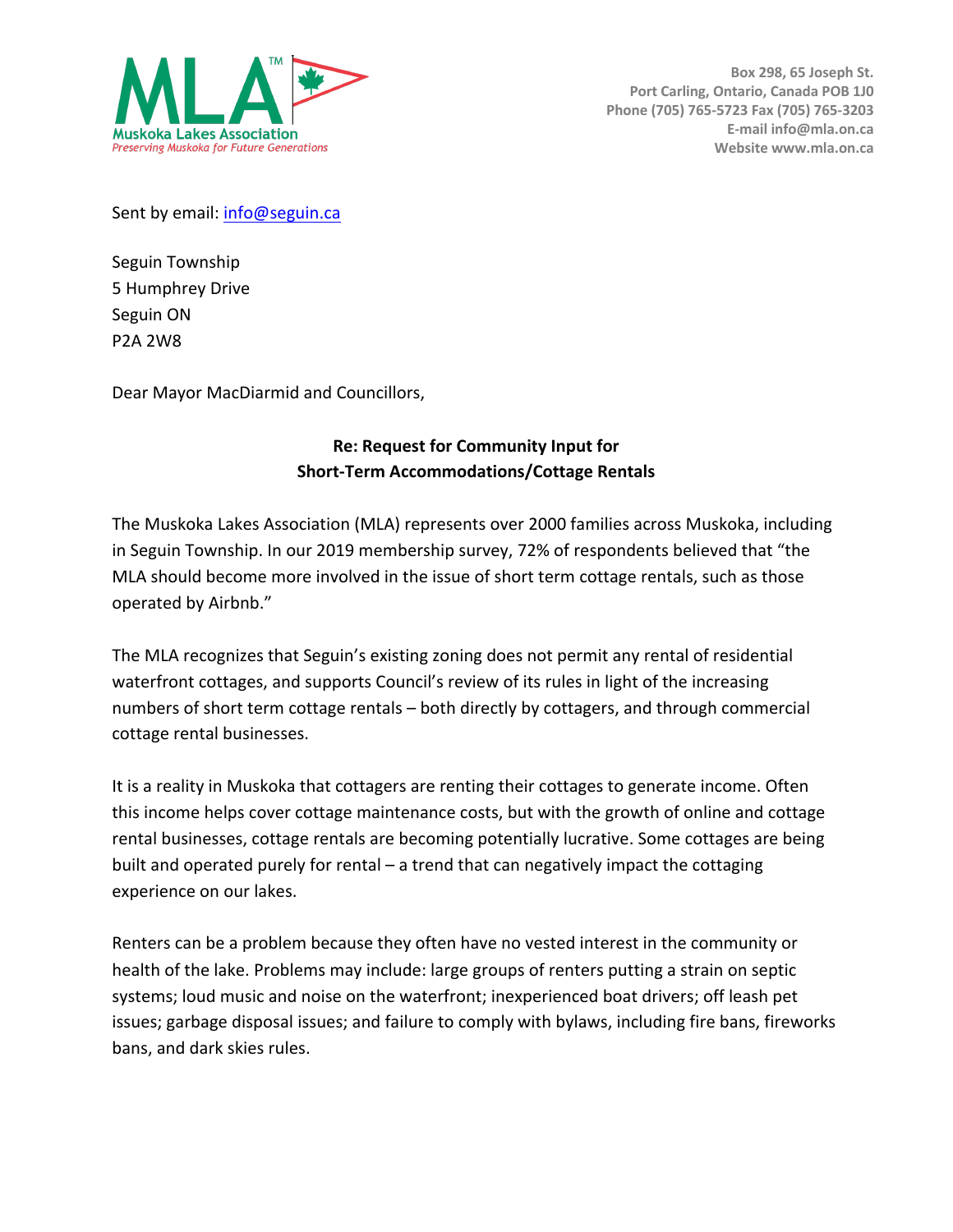**MLA™**
**Muskoka Lakes Association**
*Preserving Muskoka for Future Generations*

Box 298, 65 Joseph St.
Port Carling, Ontario, Canada POB 1J0
Phone (705) 765-5723 Fax (705) 765-3203
E-mail info@mla.on.ca
Website www.mla.on.ca

Sent by email: info@seguin.ca

Seguin Township
5 Humphrey Drive
Seguin ON
P2A 2W8

Dear Mayor MacDiarmid and Councillors,

**Re: Request for Community Input for**
**Short-Term Accommodations/Cottage Rentals**

The Muskoka Lakes Association (MLA) represents over 2000 families across Muskoka, including in Seguin Township. In our 2019 membership survey, 72% of respondents believed that "the MLA should become more involved in the issue of short term cottage rentals, such as those operated by Airbnb."

The MLA recognizes that Seguin's existing zoning does not permit any rental of residential waterfront cottages, and supports Council's review of its rules in light of the increasing numbers of short term cottage rentals – both directly by cottagers, and through commercial cottage rental businesses.

It is a reality in Muskoka that cottagers are renting their cottages to generate income. Often this income helps cover cottage maintenance costs, but with the growth of online and cottage rental businesses, cottage rentals are becoming potentially lucrative. Some cottages are being built and operated purely for rental – a trend that can negatively impact the cottaging experience on our lakes.

Renters can be a problem because they often have no vested interest in the community or health of the lake. Problems may include: large groups of renters putting a strain on septic systems; loud music and noise on the waterfront; inexperienced boat drivers; off leash pet issues; garbage disposal issues; and failure to comply with bylaws, including fire bans, fireworks bans, and dark skies rules.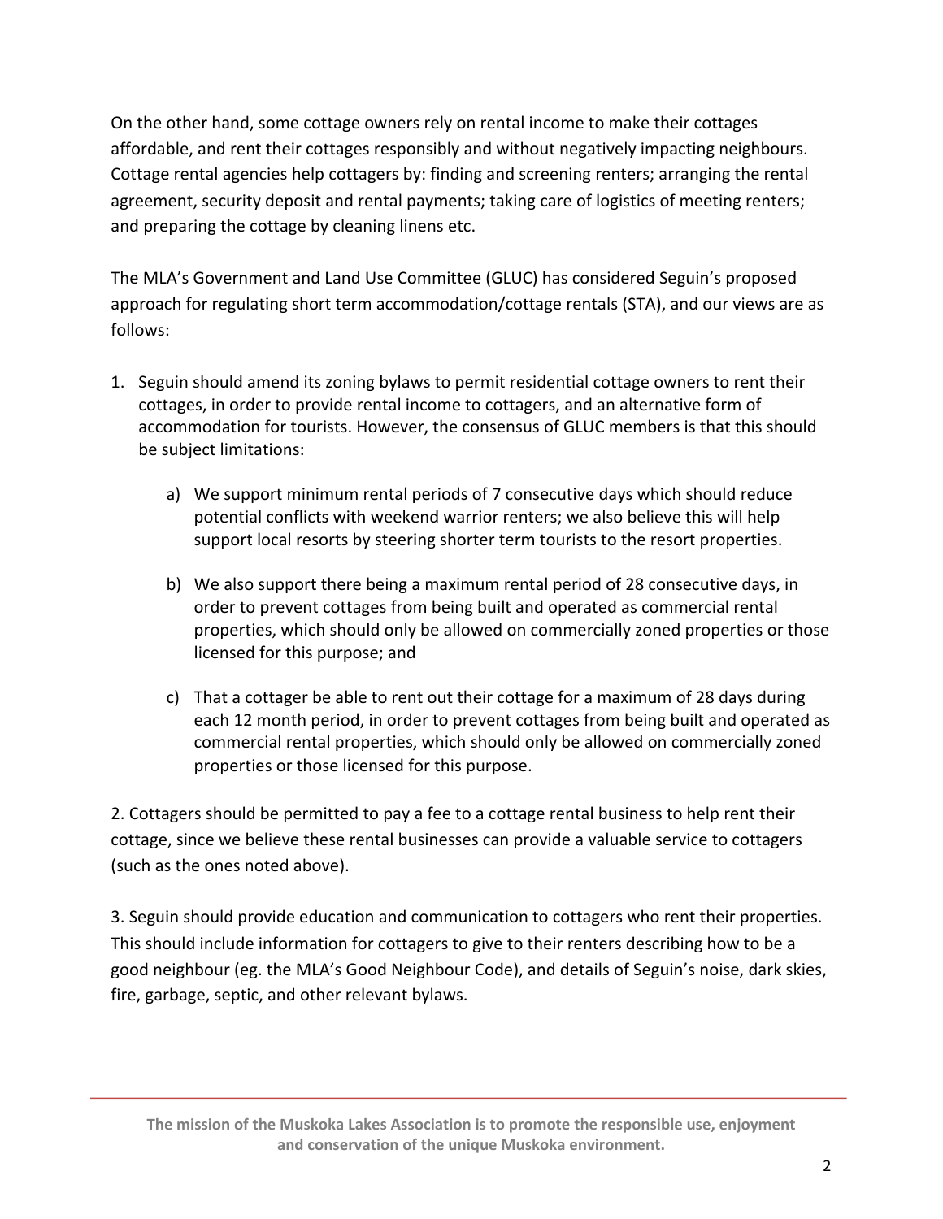On the other hand, some cottage owners rely on rental income to make their cottages affordable, and rent their cottages responsibly and without negatively impacting neighbours. Cottage rental agencies help cottagers by: finding and screening renters; arranging the rental agreement, security deposit and rental payments; taking care of logistics of meeting renters; and preparing the cottage by cleaning linens etc.

The MLA's Government and Land Use Committee (GLUC) has considered Seguin's proposed approach for regulating short term accommodation/cottage rentals (STA), and our views are as follows:

1. Seguin should amend its zoning bylaws to permit residential cottage owners to rent their cottages, in order to provide rental income to cottagers, and an alternative form of accommodation for tourists. However, the consensus of GLUC members is that this should be subject limitations:

    a) We support minimum rental periods of 7 consecutive days which should reduce potential conflicts with weekend warrior renters; we also believe this will help support local resorts by steering shorter term tourists to the resort properties.

    b) We also support there being a maximum rental period of 28 consecutive days, in order to prevent cottages from being built and operated as commercial rental properties, which should only be allowed on commercially zoned properties or those licensed for this purpose; and

    c) That a cottager be able to rent out their cottage for a maximum of 28 days during each 12 month period, in order to prevent cottages from being built and operated as commercial rental properties, which should only be allowed on commercially zoned properties or those licensed for this purpose.

2. Cottagers should be permitted to pay a fee to a cottage rental business to help rent their cottage, since we believe these rental businesses can provide a valuable service to cottagers (such as the ones noted above).

3. Seguin should provide education and communication to cottagers who rent their properties. This should include information for cottagers to give to their renters describing how to be a good neighbour (eg. the MLA's Good Neighbour Code), and details of Seguin's noise, dark skies, fire, garbage, septic, and other relevant bylaws.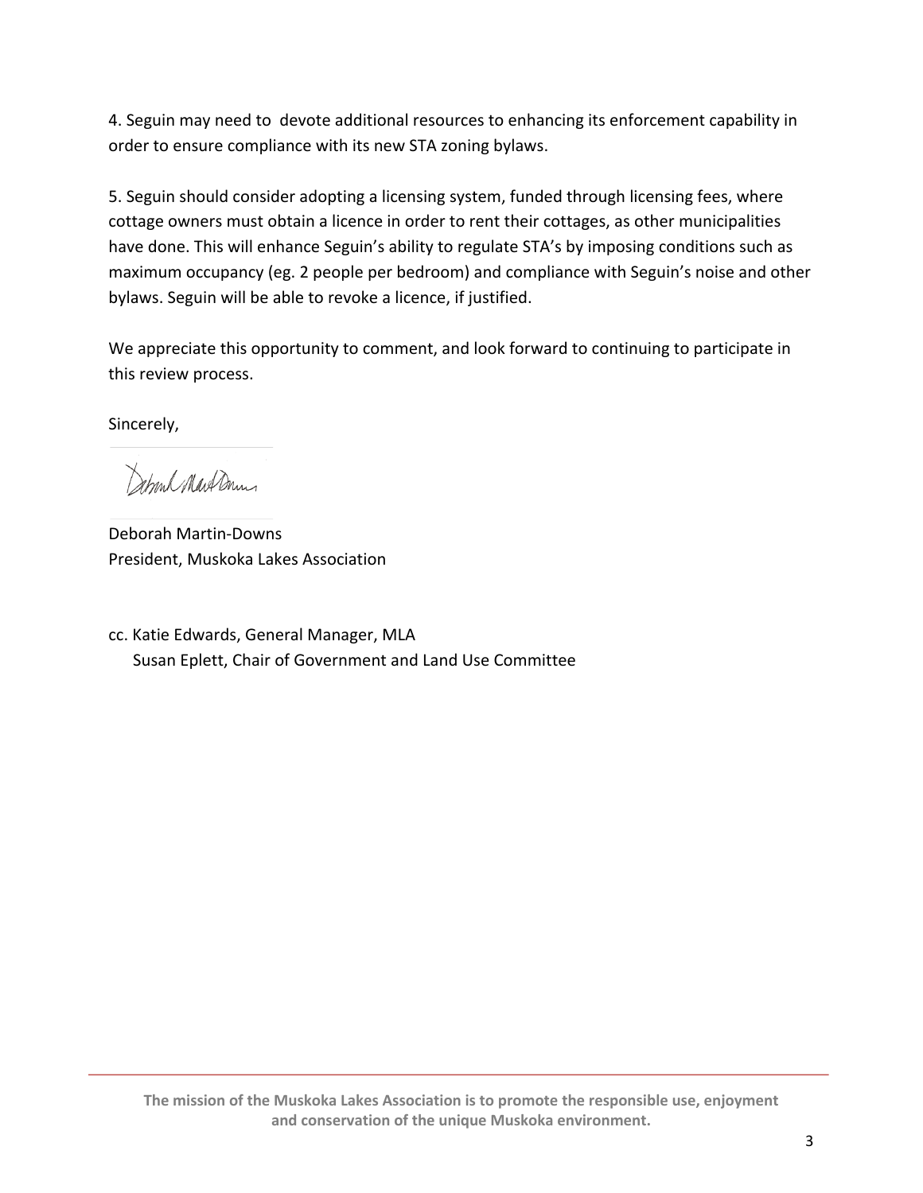4. Seguin may need to devote additional resources to enhancing its enforcement capability in order to ensure compliance with its new STA zoning bylaws.

5. Seguin should consider adopting a licensing system, funded through licensing fees, where cottage owners must obtain a licence in order to rent their cottages, as other municipalities have done. This will enhance Seguin's ability to regulate STA's by imposing conditions such as maximum occupancy (eg. 2 people per bedroom) and compliance with Seguin's noise and other bylaws. Seguin will be able to revoke a licence, if justified.

We appreciate this opportunity to comment, and look forward to continuing to participate in this review process.

Sincerely,

Deborah Martin-Downs  
President, Muskoka Lakes Association

cc. Katie Edwards, General Manager, MLA  
Susan Eplett, Chair of Government and Land Use Committee

**The mission of the Muskoka Lakes Association is to promote the responsible use, enjoyment and conservation of the unique Muskoka environment.**